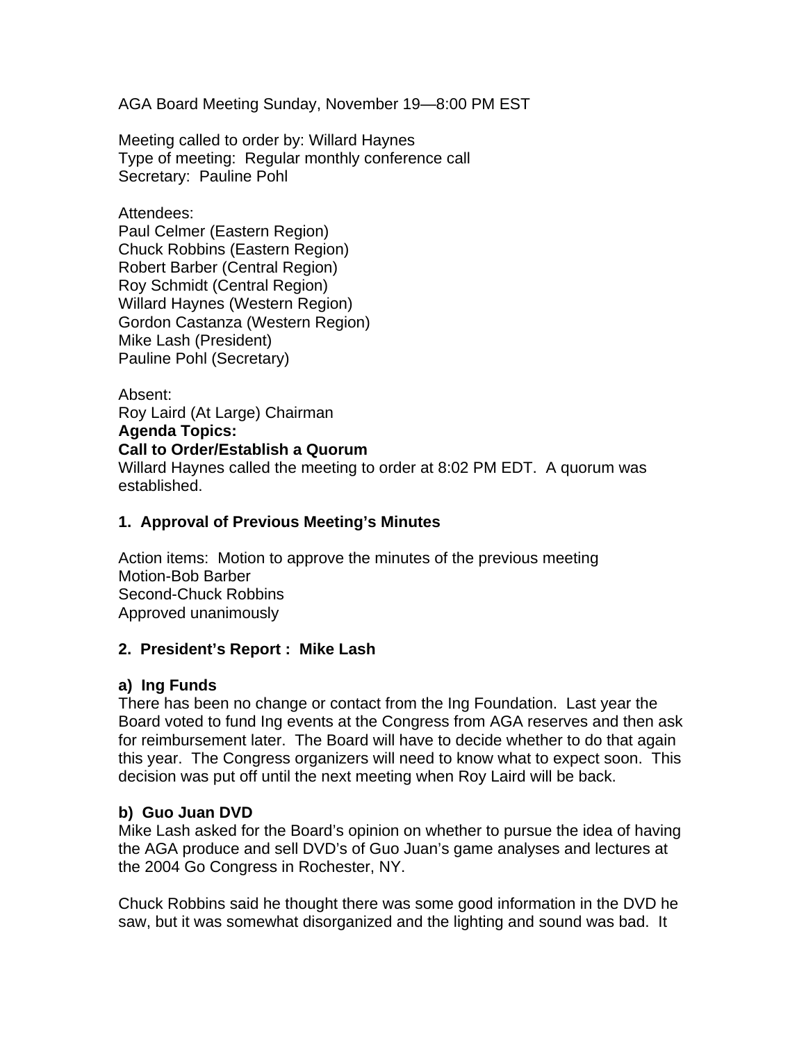AGA Board Meeting Sunday, November 19—8:00 PM EST

Meeting called to order by: Willard Haynes
Type of meeting: Regular monthly conference call
Secretary: Pauline Pohl

Attendees:
Paul Celmer (Eastern Region)
Chuck Robbins (Eastern Region)
Robert Barber (Central Region)
Roy Schmidt (Central Region)
Willard Haynes (Western Region)
Gordon Castanza (Western Region)
Mike Lash (President)
Pauline Pohl (Secretary)

Absent:
Roy Laird (At Large) Chairman

**Agenda Topics:**

**Call to Order/Establish a Quorum**

Willard Haynes called the meeting to order at 8:02 PM EDT. A quorum was established.

**1. Approval of Previous Meeting's Minutes**

Action items: Motion to approve the minutes of the previous meeting
Motion-Bob Barber
Second-Chuck Robbins
Approved unanimously

**2. President's Report : Mike Lash**

**a) Ing Funds**

There has been no change or contact from the Ing Foundation. Last year the Board voted to fund Ing events at the Congress from AGA reserves and then ask for reimbursement later. The Board will have to decide whether to do that again this year. The Congress organizers will need to know what to expect soon. This decision was put off until the next meeting when Roy Laird will be back.

**b) Guo Juan DVD**

Mike Lash asked for the Board's opinion on whether to pursue the idea of having the AGA produce and sell DVD's of Guo Juan's game analyses and lectures at the 2004 Go Congress in Rochester, NY.

Chuck Robbins said he thought there was some good information in the DVD he saw, but it was somewhat disorganized and the lighting and sound was bad. It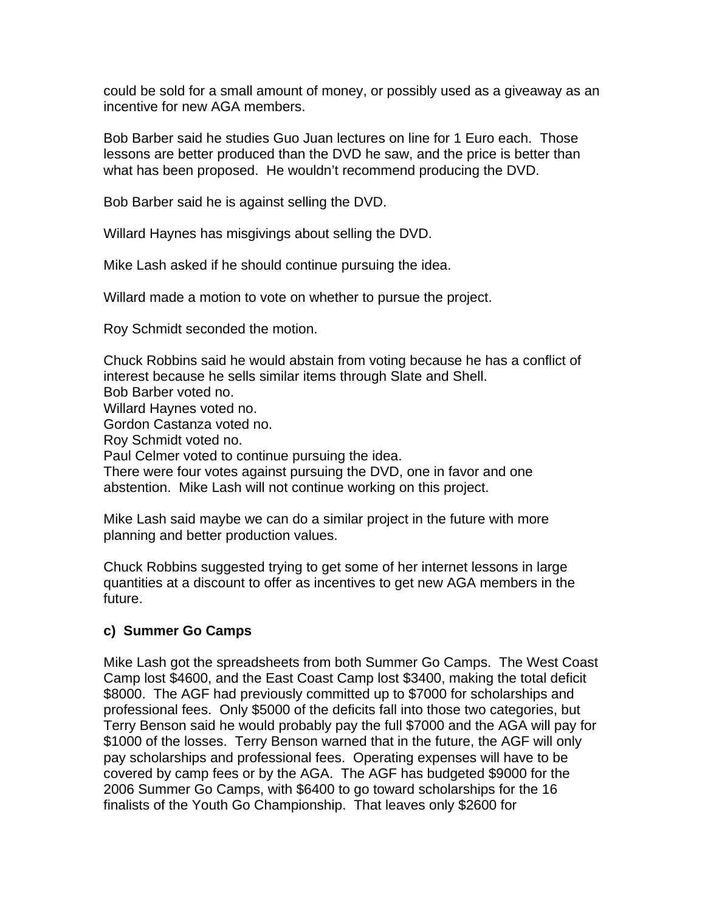could be sold for a small amount of money, or possibly used as a giveaway as an incentive for new AGA members.

Bob Barber said he studies Guo Juan lectures on line for 1 Euro each. Those lessons are better produced than the DVD he saw, and the price is better than what has been proposed. He wouldn't recommend producing the DVD.

Bob Barber said he is against selling the DVD.

Willard Haynes has misgivings about selling the DVD.

Mike Lash asked if he should continue pursuing the idea.

Willard made a motion to vote on whether to pursue the project.

Roy Schmidt seconded the motion.

Chuck Robbins said he would abstain from voting because he has a conflict of interest because he sells similar items through Slate and Shell.
Bob Barber voted no.
Willard Haynes voted no.
Gordon Castanza voted no.
Roy Schmidt voted no.
Paul Celmer voted to continue pursuing the idea.
There were four votes against pursuing the DVD, one in favor and one abstention. Mike Lash will not continue working on this project.

Mike Lash said maybe we can do a similar project in the future with more planning and better production values.

Chuck Robbins suggested trying to get some of her internet lessons in large quantities at a discount to offer as incentives to get new AGA members in the future.

**c) Summer Go Camps**

Mike Lash got the spreadsheets from both Summer Go Camps. The West Coast Camp lost $4600, and the East Coast Camp lost $3400, making the total deficit $8000. The AGF had previously committed up to $7000 for scholarships and professional fees. Only $5000 of the deficits fall into those two categories, but Terry Benson said he would probably pay the full $7000 and the AGA will pay for $1000 of the losses. Terry Benson warned that in the future, the AGF will only pay scholarships and professional fees. Operating expenses will have to be covered by camp fees or by the AGA. The AGF has budgeted $9000 for the 2006 Summer Go Camps, with $6400 to go toward scholarships for the 16 finalists of the Youth Go Championship. That leaves only $2600 for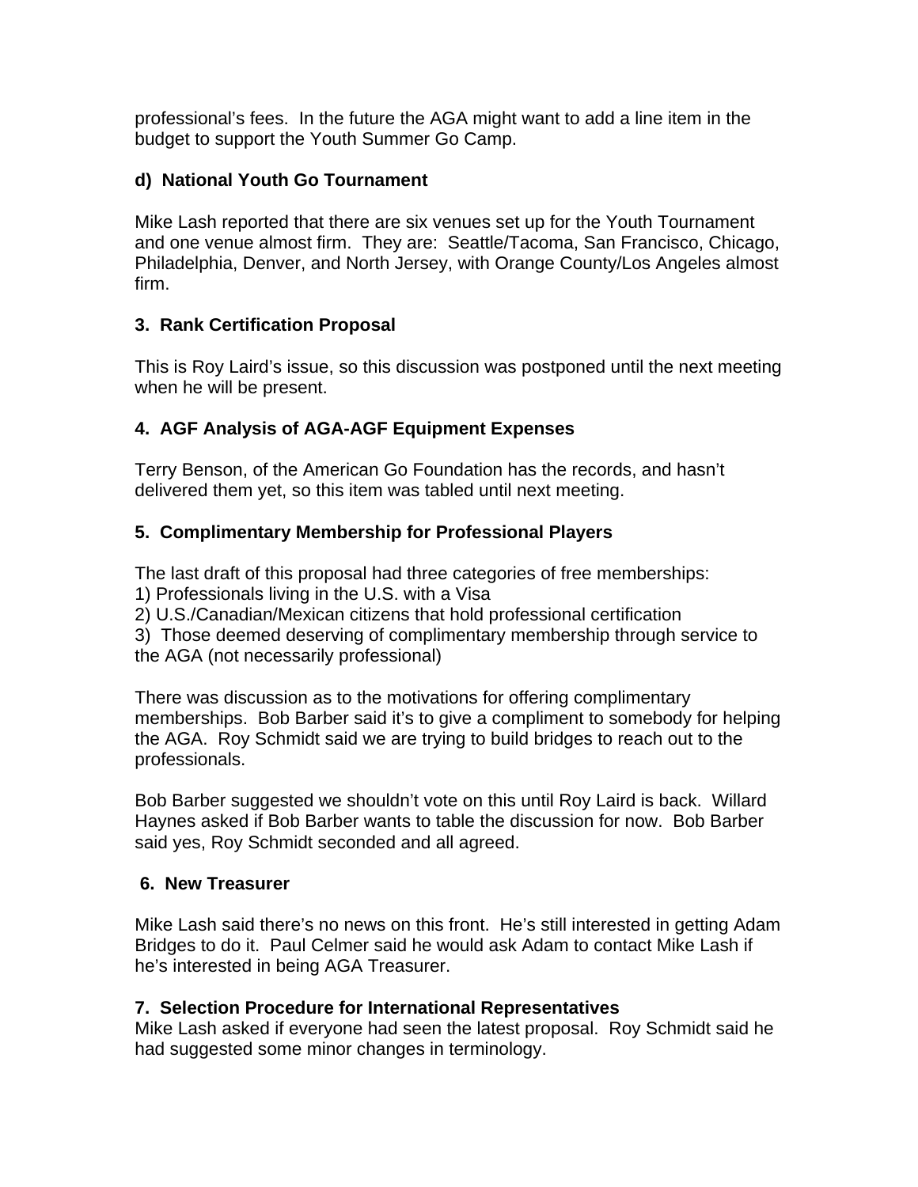professional's fees. In the future the AGA might want to add a line item in the budget to support the Youth Summer Go Camp.

**d) National Youth Go Tournament**

Mike Lash reported that there are six venues set up for the Youth Tournament and one venue almost firm. They are: Seattle/Tacoma, San Francisco, Chicago, Philadelphia, Denver, and North Jersey, with Orange County/Los Angeles almost firm.

**3. Rank Certification Proposal**

This is Roy Laird's issue, so this discussion was postponed until the next meeting when he will be present.

**4. AGF Analysis of AGA-AGF Equipment Expenses**

Terry Benson, of the American Go Foundation has the records, and hasn't delivered them yet, so this item was tabled until next meeting.

**5. Complimentary Membership for Professional Players**

The last draft of this proposal had three categories of free memberships:
1) Professionals living in the U.S. with a Visa
2) U.S./Canadian/Mexican citizens that hold professional certification
3) Those deemed deserving of complimentary membership through service to the AGA (not necessarily professional)

There was discussion as to the motivations for offering complimentary memberships. Bob Barber said it's to give a compliment to somebody for helping the AGA. Roy Schmidt said we are trying to build bridges to reach out to the professionals.

Bob Barber suggested we shouldn't vote on this until Roy Laird is back. Willard Haynes asked if Bob Barber wants to table the discussion for now. Bob Barber said yes, Roy Schmidt seconded and all agreed.

**6. New Treasurer**

Mike Lash said there's no news on this front. He's still interested in getting Adam Bridges to do it. Paul Celmer said he would ask Adam to contact Mike Lash if he's interested in being AGA Treasurer.

**7. Selection Procedure for International Representatives**

Mike Lash asked if everyone had seen the latest proposal. Roy Schmidt said he had suggested some minor changes in terminology.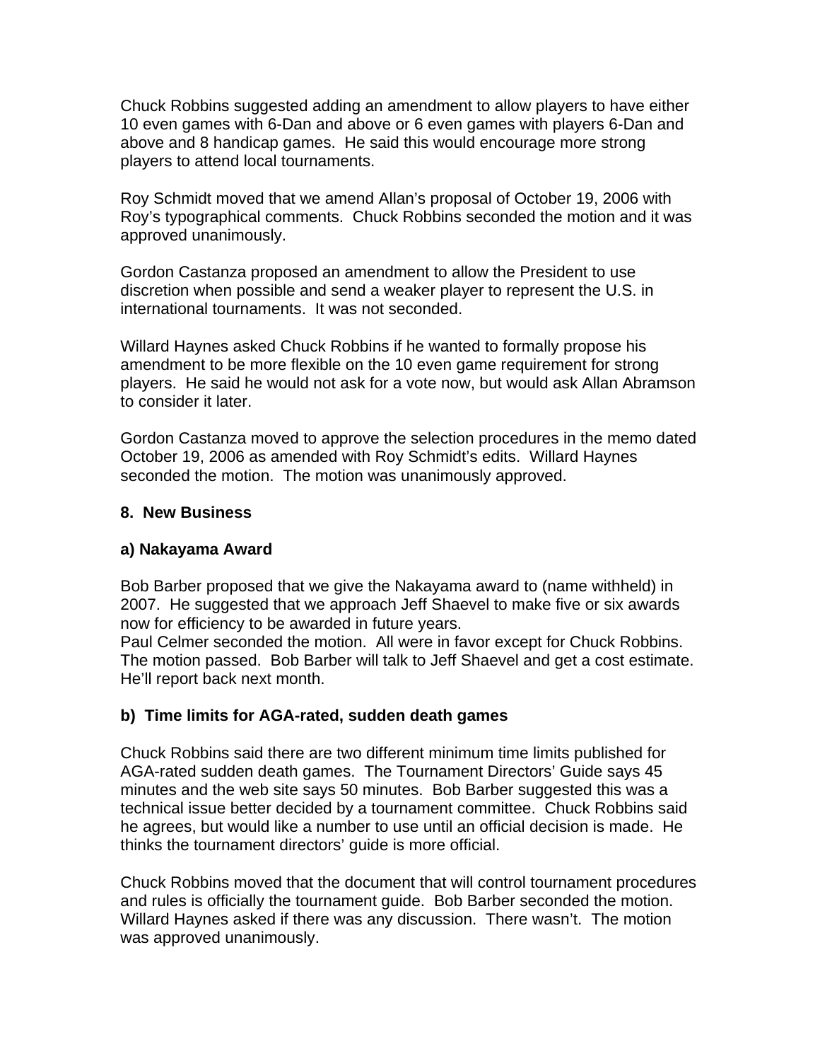Chuck Robbins suggested adding an amendment to allow players to have either 10 even games with 6-Dan and above or 6 even games with players 6-Dan and above and 8 handicap games. He said this would encourage more strong players to attend local tournaments.

Roy Schmidt moved that we amend Allan's proposal of October 19, 2006 with Roy's typographical comments. Chuck Robbins seconded the motion and it was approved unanimously.

Gordon Castanza proposed an amendment to allow the President to use discretion when possible and send a weaker player to represent the U.S. in international tournaments. It was not seconded.

Willard Haynes asked Chuck Robbins if he wanted to formally propose his amendment to be more flexible on the 10 even game requirement for strong players. He said he would not ask for a vote now, but would ask Allan Abramson to consider it later.

Gordon Castanza moved to approve the selection procedures in the memo dated October 19, 2006 as amended with Roy Schmidt's edits. Willard Haynes seconded the motion. The motion was unanimously approved.

**8. New Business**

**a) Nakayama Award**

Bob Barber proposed that we give the Nakayama award to (name withheld) in 2007. He suggested that we approach Jeff Shaevel to make five or six awards now for efficiency to be awarded in future years.
Paul Celmer seconded the motion. All were in favor except for Chuck Robbins. The motion passed. Bob Barber will talk to Jeff Shaevel and get a cost estimate. He'll report back next month.

**b) Time limits for AGA-rated, sudden death games**

Chuck Robbins said there are two different minimum time limits published for AGA-rated sudden death games. The Tournament Directors' Guide says 45 minutes and the web site says 50 minutes. Bob Barber suggested this was a technical issue better decided by a tournament committee. Chuck Robbins said he agrees, but would like a number to use until an official decision is made. He thinks the tournament directors' guide is more official.

Chuck Robbins moved that the document that will control tournament procedures and rules is officially the tournament guide. Bob Barber seconded the motion. Willard Haynes asked if there was any discussion. There wasn't. The motion was approved unanimously.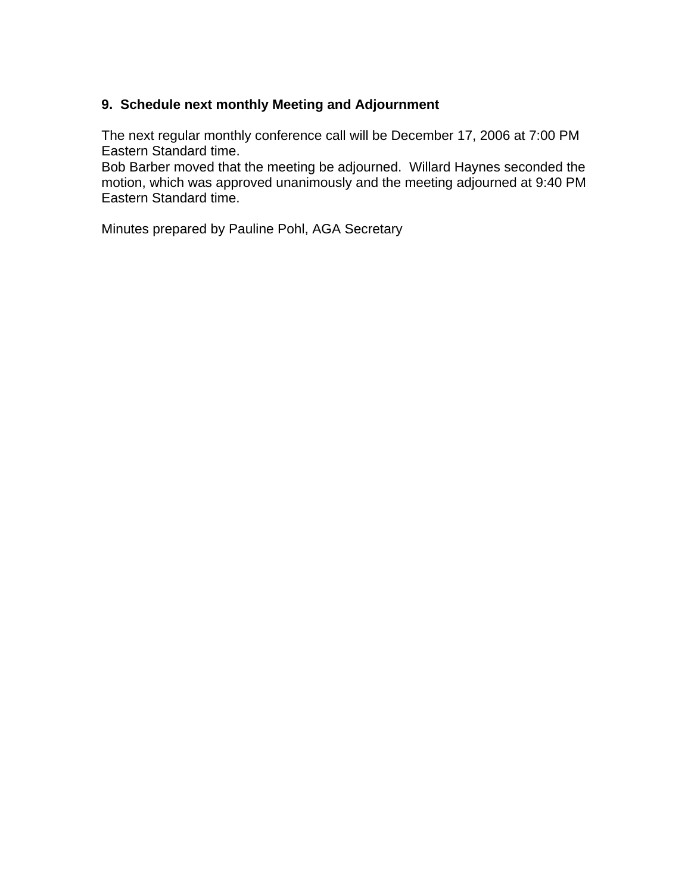**9. Schedule next monthly Meeting and Adjournment**

The next regular monthly conference call will be December 17, 2006 at 7:00 PM Eastern Standard time.
Bob Barber moved that the meeting be adjourned. Willard Haynes seconded the motion, which was approved unanimously and the meeting adjourned at 9:40 PM Eastern Standard time.

Minutes prepared by Pauline Pohl, AGA Secretary